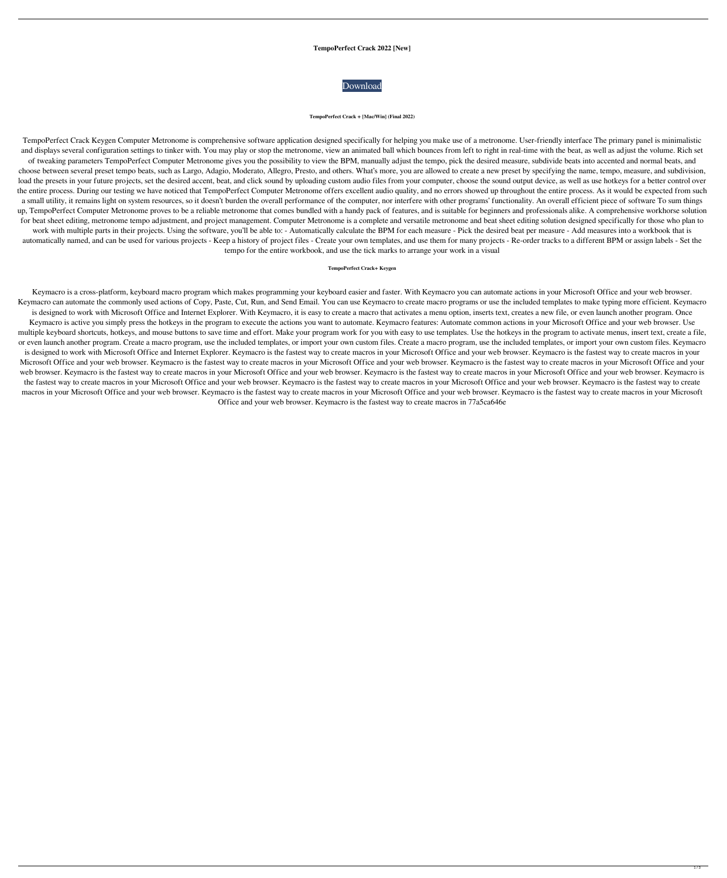**TempoPerfect Crack 2022 [New]**

Download

**TempoPerfect Crack + [Mac/Win] (Final 2022)**

TempoPerfect Crack Keygen Computer Metronome is comprehensive software application designed specifically for helping you make use of a metronome. User-friendly interface The primary panel is minimalistic and displays several configuration settings to tinker with. You may play or stop the metronome, view an animated ball which bounces from left to right in real-time with the beat, as well as adjust the volume. Rich set of tweaking parameters TempoPerfect Computer Metronome gives you the possibility to view the BPM, manually adjust the tempo, pick the desired measure, subdivide beats into accented and normal beats, and choose between several preset tempo beats, such as Largo, Adagio, Moderato, Allegro, Presto, and others. What's more, you are allowed to create a new preset by specifying the name, tempo, measure, and subdivision, load the presets in your future projects, set the desired accent, beat, and click sound by uploading custom audio files from your computer, choose the sound output device, as well as use hotkeys for a better control over the entire process. During our testing we have noticed that TempoPerfect Computer Metronome offers excellent audio quality, and no errors showed up throughout the entire process. As it would be expected from such a small utility, it remains light on system resources, so it doesn't burden the overall performance of the computer, nor interfere with other programs' functionality. An overall efficient piece of software To sum things up, TempoPerfect Computer Metronome proves to be a reliable metronome that comes bundled with a handy pack of features, and is suitable for beginners and professionals alike. A comprehensive workhorse solution for beat sheet editing, metronome tempo adjustment, and project management. Computer Metronome is a complete and versatile metronome and beat sheet editing solution designed specifically for those who plan to work with multiple parts in their projects. Using the software, you'll be able to: - Automatically calculate the BPM for each measure - Pick the desired beat per measure - Add measures into a workbook that is automatically named, and can be used for various projects - Keep a history of project files - Create your own templates, and use them for many projects - Re-order tracks to a different BPM or assign labels - Set the tempo for the entire workbook, and use the tick marks to arrange your work in a visual

**TempoPerfect Crack+ Keygen**

Keymacro is a cross-platform, keyboard macro program which makes programming your keyboard easier and faster. With Keymacro you can automate actions in your Microsoft Office and your web browser. Keymacro can automate the commonly used actions of Copy, Paste, Cut, Run, and Send Email. You can use Keymacro to create macro programs or use the included templates to make typing more efficient. Keymacro is designed to work with Microsoft Office and Internet Explorer. With Keymacro, it is easy to create a macro that activates a menu option, inserts text, creates a new file, or even launch another program. Once Keymacro is active you simply press the hotkeys in the program to execute the actions you want to automate. Keymacro features: Automate common actions in your Microsoft Office and your web browser. Use multiple keyboard shortcuts, hotkeys, and mouse buttons to save time and effort. Make your program work for you with easy to use templates. Use the hotkeys in the program to activate menus, insert text, create a file, or even launch another program. Create a macro program, use the included templates, or import your own custom files. Create a macro program, use the included templates, or import your own custom files. Keymacro is designed to work with Microsoft Office and Internet Explorer. Keymacro is the fastest way to create macros in your Microsoft Office and your web browser. Keymacro is the fastest way to create macros in your Microsoft Office and your web browser. Keymacro is the fastest way to create macros in your Microsoft Office and your web browser. Keymacro is the fastest way to create macros in your Microsoft Office and your web browser. Keymacro is the fastest way to create macros in your Microsoft Office and your web browser. Keymacro is the fastest way to create macros in your Microsoft Office and your web browser. Keymacro is the fastest way to create macros in your Microsoft Office and your web browser. Keymacro is the fastest way to create macros in your Microsoft Office and your web browser. Keymacro is the fastest way to create macros in your Microsoft Office and your web browser. Keymacro is the fastest way to create macros in your Microsoft Office and your web browser. Keymacro is the fastest way to create macros in 77a5ca646e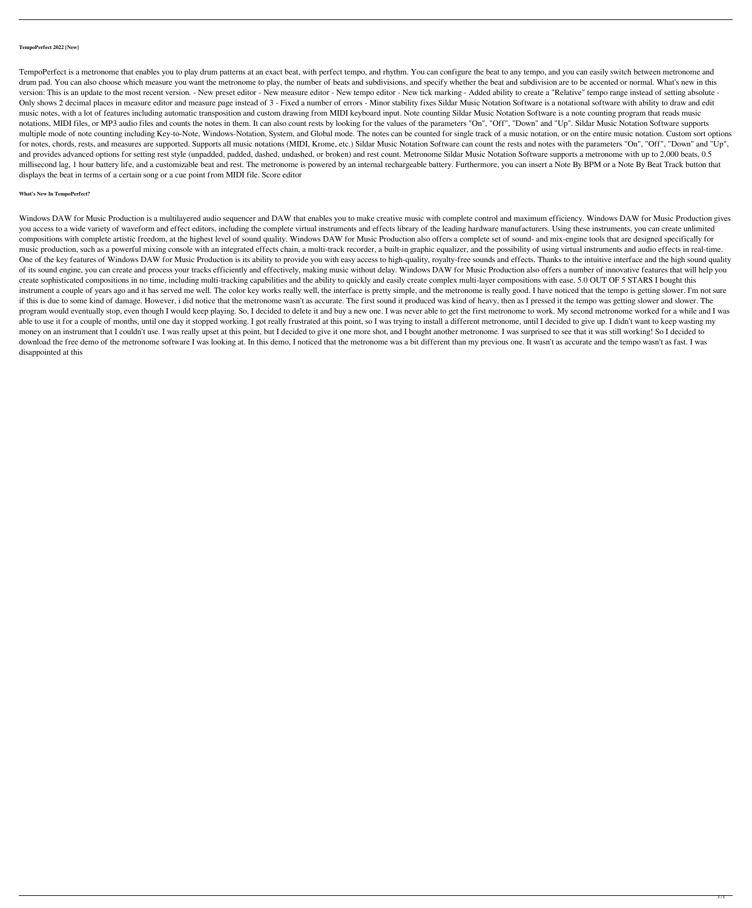**TempoPerfect 2022 [New]**

TempoPerfect is a metronome that enables you to play drum patterns at an exact beat, with perfect tempo, and rhythm. You can configure the beat to any tempo, and you can easily switch between metronome and drum pad. You can also choose which measure you want the metronome to play, the number of beats and subdivisions, and specify whether the beat and subdivision are to be accented or normal. What's new in this version: This is an update to the most recent version. - New preset editor - New measure editor - New tempo editor - New tick marking - Added ability to create a "Relative" tempo range instead of setting absolute - Only shows 2 decimal places in measure editor and measure page instead of 3 - Fixed a number of errors - Minor stability fixes Sildar Music Notation Software is a notational software with ability to draw and edit music notes, with a lot of features including automatic transposition and custom drawing from MIDI keyboard input. Note counting Sildar Music Notation Software is a note counting program that reads music notations, MIDI files, or MP3 audio files and counts the notes in them. It can also count rests by looking for the values of the parameters "On", "Off", "Down" and "Up". Sildar Music Notation Software supports multiple mode of note counting including Key-to-Note, Windows-Notation, System, and Global mode. The notes can be counted for single track of a music notation, or on the entire music notation. Custom sort options for notes, chords, rests, and measures are supported. Supports all music notations (MIDI, Krome, etc.) Sildar Music Notation Software can count the rests and notes with the parameters "On", "Off", "Down" and "Up", and provides advanced options for setting rest style (unpadded, padded, dashed, undashed, or broken) and rest count. Metronome Sildar Music Notation Software supports a metronome with up to 2,000 beats, 0.5 millisecond lag, 1 hour battery life, and a customizable beat and rest. The metronome is powered by an internal rechargeable battery. Furthermore, you can insert a Note By BPM or a Note By Beat Track button that displays the beat in terms of a certain song or a cue point from MIDI file. Score editor

**What's New In TempoPerfect?**

Windows DAW for Music Production is a multilayered audio sequencer and DAW that enables you to make creative music with complete control and maximum efficiency. Windows DAW for Music Production gives you access to a wide variety of waveform and effect editors, including the complete virtual instruments and effects library of the leading hardware manufacturers. Using these instruments, you can create unlimited compositions with complete artistic freedom, at the highest level of sound quality. Windows DAW for Music Production also offers a complete set of sound- and mix-engine tools that are designed specifically for music production, such as a powerful mixing console with an integrated effects chain, a multi-track recorder, a built-in graphic equalizer, and the possibility of using virtual instruments and audio effects in real-time. One of the key features of Windows DAW for Music Production is its ability to provide you with easy access to high-quality, royalty-free sounds and effects. Thanks to the intuitive interface and the high sound quality of its sound engine, you can create and process your tracks efficiently and effectively, making music without delay. Windows DAW for Music Production also offers a number of innovative features that will help you create sophisticated compositions in no time, including multi-tracking capabilities and the ability to quickly and easily create complex multi-layer compositions with ease. 5.0 OUT OF 5 STARS I bought this instrument a couple of years ago and it has served me well. The color key works really well, the interface is pretty simple, and the metronome is really good. I have noticed that the tempo is getting slower. I'm not sure if this is due to some kind of damage. However, i did notice that the metronome wasn't as accurate. The first sound it produced was kind of heavy, then as I pressed it the tempo was getting slower and slower. The program would eventually stop, even though I would keep playing. So, I decided to delete it and buy a new one. I was never able to get the first metronome to work. My second metronome worked for a while and I was able to use it for a couple of months, until one day it stopped working. I got really frustrated at this point, so I was trying to install a different metronome, until I decided to give up. I didn't want to keep wasting my money on an instrument that I couldn't use. I was really upset at this point, but I decided to give it one more shot, and I bought another metronome. I was surprised to see that it was still working! So I decided to download the free demo of the metronome software I was looking at. In this demo, I noticed that the metronome was a bit different than my previous one. It wasn't as accurate and the tempo wasn't as fast. I was disappointed at this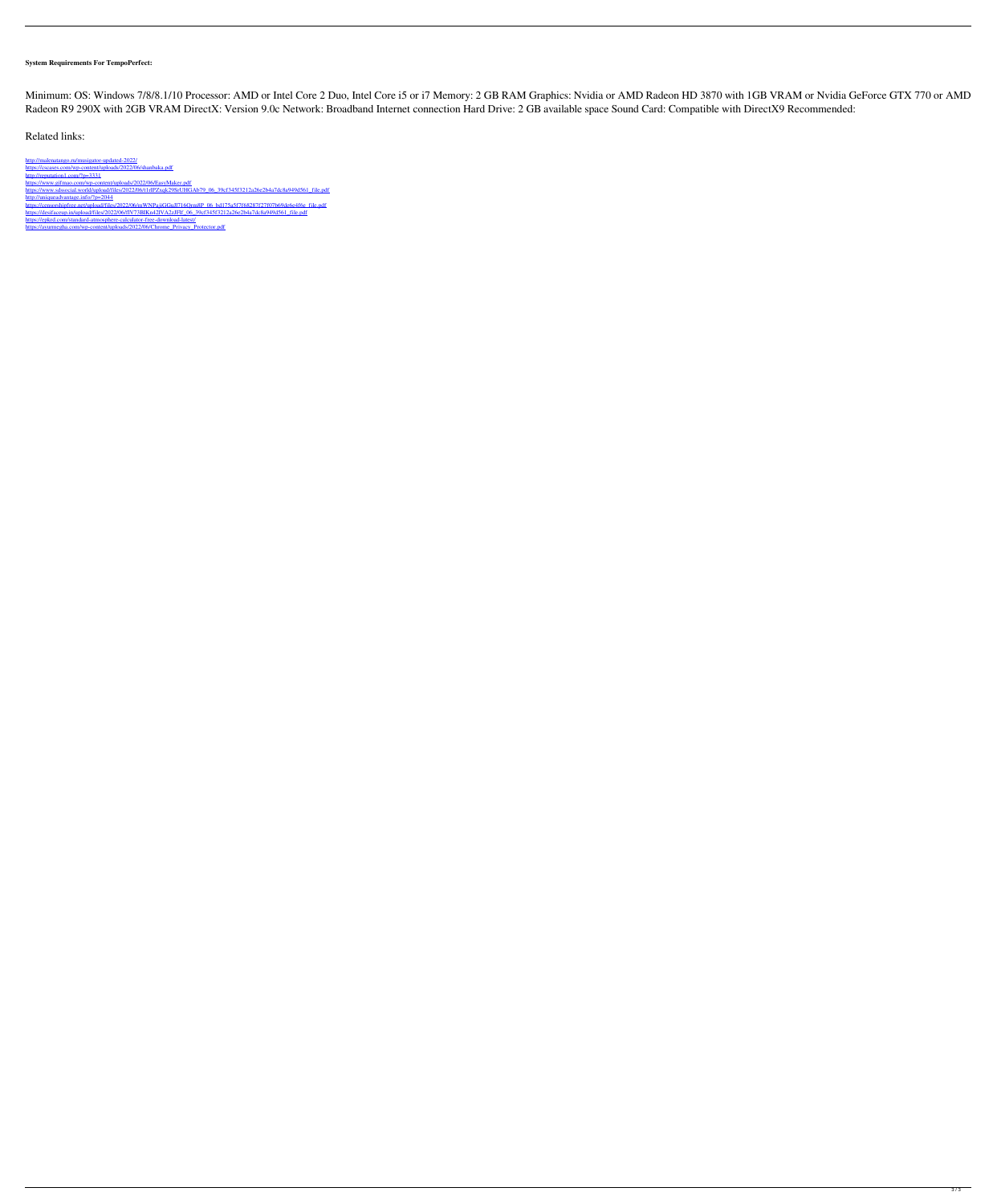**System Requirements For TempoPerfect:**

Minimum: OS: Windows 7/8/8.1/10 Processor: AMD or Intel Core 2 Duo, Intel Core i5 or i7 Memory: 2 GB RAM Graphics: Nvidia or AMD Radeon HD 3870 with 1GB VRAM or Nvidia GeForce GTX 770 or AMD Radeon R9 290X with 2GB VRAM DirectX: Version 9.0c Network: Broadband Internet connection Hard Drive: 2 GB available space Sound Card: Compatible with DirectX9 Recommended:

Related links:

http://rsdeutanzo.ru/musigator-updated-2022/
https://csscases.com/wp-content/uploads/2022/06/shanbaka.pdf
http://reputation1.com/?p=3331
https://www.jjfmao.com/wp-content/uploads/2022/06/EasyMaker.pdf
https://www.sdssocial.world/upload/files/2022/06/t1dPZsqk29SrUHGAb79_06_39cf345f3212a26e2b4a7dc8a949d561_file.pdf
http://uniqueadvantage.info/?p=2044
https://censorshipfree.net/upload/files/2022/06/nWNPajjGGuJI7I6Qmd8P_06_bd175a5f7f68287f27f07b69de6e8f6e_file.pdf
https://desifaceup.in/upload/files/2022/06/IV73BlKn42IVA2zJFIf_06_39cf345f3212a26e2b4a7dc8a949d561_file.pdf
https://epkrd.com/standard-atmosphere-calculator-free-download-latest/
https://ayurmegha.com/wp-content/uploads/2022/06/Chrome_Privacy_Protector.pdf